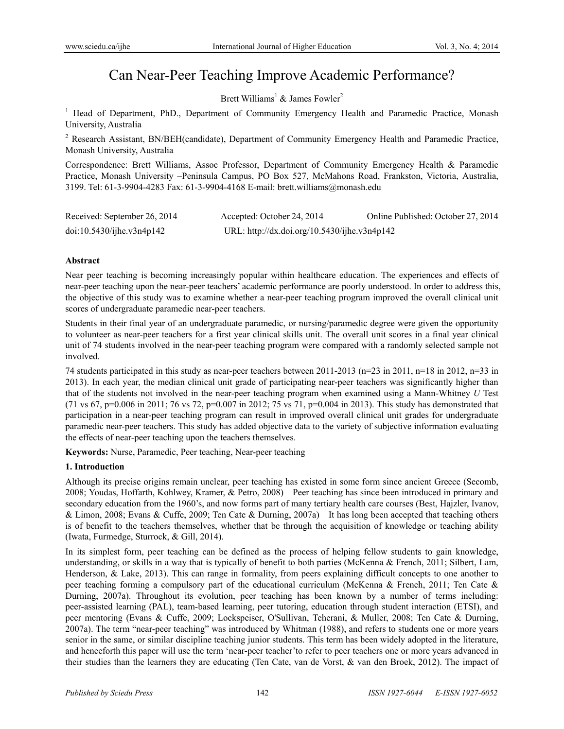# Can Near-Peer Teaching Improve Academic Performance?

Brett Williams[1] & James Fowler[2]

[1] Head of Department, PhD., Department of Community Emergency Health and Paramedic Practice, Monash University, Australia

[2] Research Assistant, BN/BEH(candidate), Department of Community Emergency Health and Paramedic Practice, Monash University, Australia

Correspondence: Brett Williams, Assoc Professor, Department of Community Emergency Health & Paramedic Practice, Monash University –Peninsula Campus, PO Box 527, McMahons Road, Frankston, Victoria, Australia, 3199. Tel: 61-3-9904-4283 Fax: 61-3-9904-4168 E-mail: brett.williams@monash.edu

Received: September 26, 2014 Accepted: October 24, 2014 Online Published: October 27, 2014

doi:10.5430/ijhe.v3n4p142 URL: http://dx.doi.org/10.5430/ijhe.v3n4p142

## Abstract

Near peer teaching is becoming increasingly popular within healthcare education. The experiences and effects of near-peer teaching upon the near-peer teachers' academic performance are poorly understood. In order to address this, the objective of this study was to examine whether a near-peer teaching program improved the overall clinical unit scores of undergraduate paramedic near-peer teachers.

Students in their final year of an undergraduate paramedic, or nursing/paramedic degree were given the opportunity to volunteer as near-peer teachers for a first year clinical skills unit. The overall unit scores in a final year clinical unit of 74 students involved in the near-peer teaching program were compared with a randomly selected sample not involved.

74 students participated in this study as near-peer teachers between 2011-2013 (n=23 in 2011, n=18 in 2012, n=33 in 2013). In each year, the median clinical unit grade of participating near-peer teachers was significantly higher than that of the students not involved in the near-peer teaching program when examined using a Mann-Whitney *U* Test (71 vs 67, p=0.006 in 2011; 76 vs 72, p=0.007 in 2012; 75 vs 71, p=0.004 in 2013). This study has demonstrated that participation in a near-peer teaching program can result in improved overall clinical unit grades for undergraduate paramedic near-peer teachers. This study has added objective data to the variety of subjective information evaluating the effects of near-peer teaching upon the teachers themselves.

**Keywords:** Nurse, Paramedic, Peer teaching, Near-peer teaching

## 1. Introduction

Although its precise origins remain unclear, peer teaching has existed in some form since ancient Greece (Secomb, 2008; Youdas, Hoffarth, Kohlwey, Kramer, & Petro, 2008) Peer teaching has since been introduced in primary and secondary education from the 1960's, and now forms part of many tertiary health care courses (Best, Hajzler, Ivanov, & Limon, 2008; Evans & Cuffe, 2009; Ten Cate & Durning, 2007a) It has long been accepted that teaching others is of benefit to the teachers themselves, whether that be through the acquisition of knowledge or teaching ability (Iwata, Furmedge, Sturrock, & Gill, 2014).

In its simplest form, peer teaching can be defined as the process of helping fellow students to gain knowledge, understanding, or skills in a way that is typically of benefit to both parties (McKenna & French, 2011; Silbert, Lam, Henderson, & Lake, 2013). This can range in formality, from peers explaining difficult concepts to one another to peer teaching forming a compulsory part of the educational curriculum (McKenna & French, 2011; Ten Cate & Durning, 2007a). Throughout its evolution, peer teaching has been known by a number of terms including: peer-assisted learning (PAL), team-based learning, peer tutoring, education through student interaction (ETSI), and peer mentoring (Evans & Cuffe, 2009; Lockspeiser, O'Sullivan, Teherani, & Muller, 2008; Ten Cate & Durning, 2007a). The term "near-peer teaching" was introduced by Whitman (1988), and refers to students one or more years senior in the same, or similar discipline teaching junior students. This term has been widely adopted in the literature, and henceforth this paper will use the term 'near-peer teacher' to refer to peer teachers one or more years advanced in their studies than the learners they are educating (Ten Cate, van de Vorst, & van den Broek, 2012). The impact of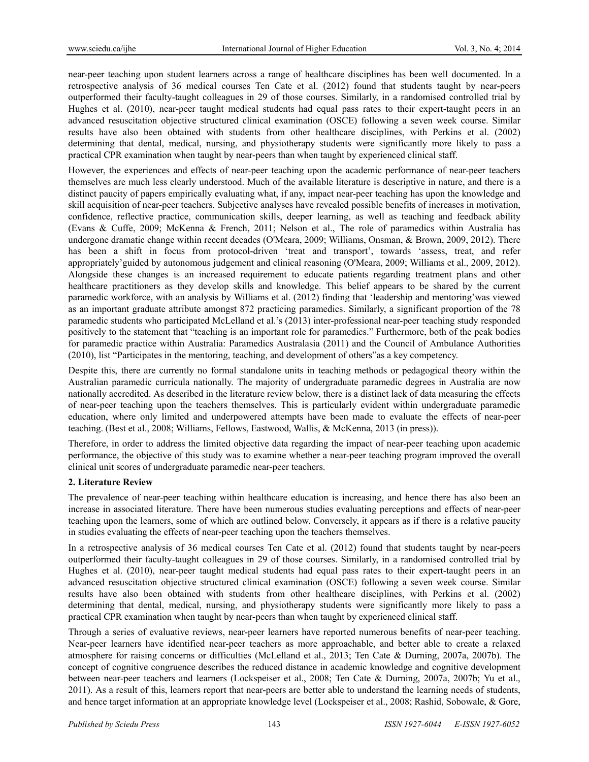near-peer teaching upon student learners across a range of healthcare disciplines has been well documented. In a retrospective analysis of 36 medical courses Ten Cate et al. (2012) found that students taught by near-peers outperformed their faculty-taught colleagues in 29 of those courses. Similarly, in a randomised controlled trial by Hughes et al. (2010), near-peer taught medical students had equal pass rates to their expert-taught peers in an advanced resuscitation objective structured clinical examination (OSCE) following a seven week course. Similar results have also been obtained with students from other healthcare disciplines, with Perkins et al. (2002) determining that dental, medical, nursing, and physiotherapy students were significantly more likely to pass a practical CPR examination when taught by near-peers than when taught by experienced clinical staff.

However, the experiences and effects of near-peer teaching upon the academic performance of near-peer teachers themselves are much less clearly understood. Much of the available literature is descriptive in nature, and there is a distinct paucity of papers empirically evaluating what, if any, impact near-peer teaching has upon the knowledge and skill acquisition of near-peer teachers. Subjective analyses have revealed possible benefits of increases in motivation, confidence, reflective practice, communication skills, deeper learning, as well as teaching and feedback ability (Evans & Cuffe, 2009; McKenna & French, 2011; Nelson et al., The role of paramedics within Australia has undergone dramatic change within recent decades (O'Meara, 2009; Williams, Onsman, & Brown, 2009, 2012). There has been a shift in focus from protocol-driven 'treat and transport', towards 'assess, treat, and refer appropriately'guided by autonomous judgement and clinical reasoning (O'Meara, 2009; Williams et al., 2009, 2012). Alongside these changes is an increased requirement to educate patients regarding treatment plans and other healthcare practitioners as they develop skills and knowledge. This belief appears to be shared by the current paramedic workforce, with an analysis by Williams et al. (2012) finding that 'leadership and mentoring'was viewed as an important graduate attribute amongst 872 practicing paramedics. Similarly, a significant proportion of the 78 paramedic students who participated McLelland et al.'s (2013) inter-professional near-peer teaching study responded positively to the statement that "teaching is an important role for paramedics." Furthermore, both of the peak bodies for paramedic practice within Australia: Paramedics Australasia (2011) and the Council of Ambulance Authorities (2010), list "Participates in the mentoring, teaching, and development of others"as a key competency.

Despite this, there are currently no formal standalone units in teaching methods or pedagogical theory within the Australian paramedic curricula nationally. The majority of undergraduate paramedic degrees in Australia are now nationally accredited. As described in the literature review below, there is a distinct lack of data measuring the effects of near-peer teaching upon the teachers themselves. This is particularly evident within undergraduate paramedic education, where only limited and underpowered attempts have been made to evaluate the effects of near-peer teaching. (Best et al., 2008; Williams, Fellows, Eastwood, Wallis, & McKenna, 2013 (in press)).

Therefore, in order to address the limited objective data regarding the impact of near-peer teaching upon academic performance, the objective of this study was to examine whether a near-peer teaching program improved the overall clinical unit scores of undergraduate paramedic near-peer teachers.

## 2. Literature Review

The prevalence of near-peer teaching within healthcare education is increasing, and hence there has also been an increase in associated literature. There have been numerous studies evaluating perceptions and effects of near-peer teaching upon the learners, some of which are outlined below. Conversely, it appears as if there is a relative paucity in studies evaluating the effects of near-peer teaching upon the teachers themselves.

In a retrospective analysis of 36 medical courses Ten Cate et al. (2012) found that students taught by near-peers outperformed their faculty-taught colleagues in 29 of those courses. Similarly, in a randomised controlled trial by Hughes et al. (2010), near-peer taught medical students had equal pass rates to their expert-taught peers in an advanced resuscitation objective structured clinical examination (OSCE) following a seven week course. Similar results have also been obtained with students from other healthcare disciplines, with Perkins et al. (2002) determining that dental, medical, nursing, and physiotherapy students were significantly more likely to pass a practical CPR examination when taught by near-peers than when taught by experienced clinical staff.

Through a series of evaluative reviews, near-peer learners have reported numerous benefits of near-peer teaching. Near-peer learners have identified near-peer teachers as more approachable, and better able to create a relaxed atmosphere for raising concerns or difficulties (McLelland et al., 2013; Ten Cate & Durning, 2007a, 2007b). The concept of cognitive congruence describes the reduced distance in academic knowledge and cognitive development between near-peer teachers and learners (Lockspeiser et al., 2008; Ten Cate & Durning, 2007a, 2007b; Yu et al., 2011). As a result of this, learners report that near-peers are better able to understand the learning needs of students, and hence target information at an appropriate knowledge level (Lockspeiser et al., 2008; Rashid, Sobowale, & Gore,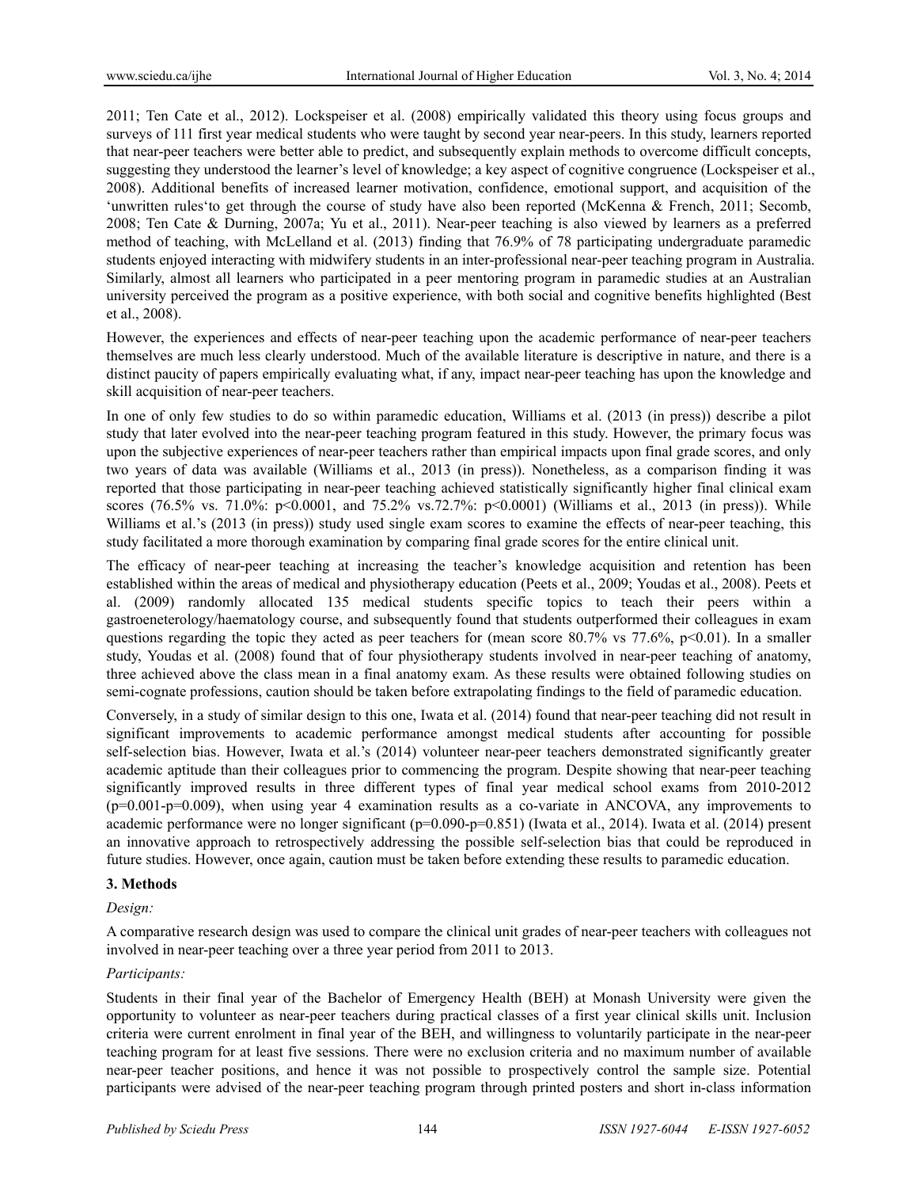2011; Ten Cate et al., 2012). Lockspeiser et al. (2008) empirically validated this theory using focus groups and surveys of 111 first year medical students who were taught by second year near-peers. In this study, learners reported that near-peer teachers were better able to predict, and subsequently explain methods to overcome difficult concepts, suggesting they understood the learner's level of knowledge; a key aspect of cognitive congruence (Lockspeiser et al., 2008). Additional benefits of increased learner motivation, confidence, emotional support, and acquisition of the 'unwritten rules'to get through the course of study have also been reported (McKenna & French, 2011; Secomb, 2008; Ten Cate & Durning, 2007a; Yu et al., 2011). Near-peer teaching is also viewed by learners as a preferred method of teaching, with McLelland et al. (2013) finding that 76.9% of 78 participating undergraduate paramedic students enjoyed interacting with midwifery students in an inter-professional near-peer teaching program in Australia. Similarly, almost all learners who participated in a peer mentoring program in paramedic studies at an Australian university perceived the program as a positive experience, with both social and cognitive benefits highlighted (Best et al., 2008).

However, the experiences and effects of near-peer teaching upon the academic performance of near-peer teachers themselves are much less clearly understood. Much of the available literature is descriptive in nature, and there is a distinct paucity of papers empirically evaluating what, if any, impact near-peer teaching has upon the knowledge and skill acquisition of near-peer teachers.

In one of only few studies to do so within paramedic education, Williams et al. (2013 (in press)) describe a pilot study that later evolved into the near-peer teaching program featured in this study. However, the primary focus was upon the subjective experiences of near-peer teachers rather than empirical impacts upon final grade scores, and only two years of data was available (Williams et al., 2013 (in press)). Nonetheless, as a comparison finding it was reported that those participating in near-peer teaching achieved statistically significantly higher final clinical exam scores (76.5% vs. 71.0%: $p<0.0001$, and 75.2% vs.72.7%: $p<0.0001$) (Williams et al., 2013 (in press)). While Williams et al.'s (2013 (in press)) study used single exam scores to examine the effects of near-peer teaching, this study facilitated a more thorough examination by comparing final grade scores for the entire clinical unit.

The efficacy of near-peer teaching at increasing the teacher's knowledge acquisition and retention has been established within the areas of medical and physiotherapy education (Peets et al., 2009; Youdas et al., 2008). Peets et al. (2009) randomly allocated 135 medical students specific topics to teach their peers within a gastroeneterology/haematology course, and subsequently found that students outperformed their colleagues in exam questions regarding the topic they acted as peer teachers for (mean score 80.7% vs 77.6%, $p<0.01$). In a smaller study, Youdas et al. (2008) found that of four physiotherapy students involved in near-peer teaching of anatomy, three achieved above the class mean in a final anatomy exam. As these results were obtained following studies on semi-cognate professions, caution should be taken before extrapolating findings to the field of paramedic education.

Conversely, in a study of similar design to this one, Iwata et al. (2014) found that near-peer teaching did not result in significant improvements to academic performance amongst medical students after accounting for possible self-selection bias. However, Iwata et al.'s (2014) volunteer near-peer teachers demonstrated significantly greater academic aptitude than their colleagues prior to commencing the program. Despite showing that near-peer teaching significantly improved results in three different types of final year medical school exams from 2010-2012 ($p=0.001$-$p=0.009$), when using year 4 examination results as a co-variate in ANCOVA, any improvements to academic performance were no longer significant ($p=0.090$-$p=0.851$) (Iwata et al., 2014). Iwata et al. (2014) present an innovative approach to retrospectively addressing the possible self-selection bias that could be reproduced in future studies. However, once again, caution must be taken before extending these results to paramedic education.

## 3. Methods

*Design:*

A comparative research design was used to compare the clinical unit grades of near-peer teachers with colleagues not involved in near-peer teaching over a three year period from 2011 to 2013.

*Participants:*

Students in their final year of the Bachelor of Emergency Health (BEH) at Monash University were given the opportunity to volunteer as near-peer teachers during practical classes of a first year clinical skills unit. Inclusion criteria were current enrolment in final year of the BEH, and willingness to voluntarily participate in the near-peer teaching program for at least five sessions. There were no exclusion criteria and no maximum number of available near-peer teacher positions, and hence it was not possible to prospectively control the sample size. Potential participants were advised of the near-peer teaching program through printed posters and short in-class information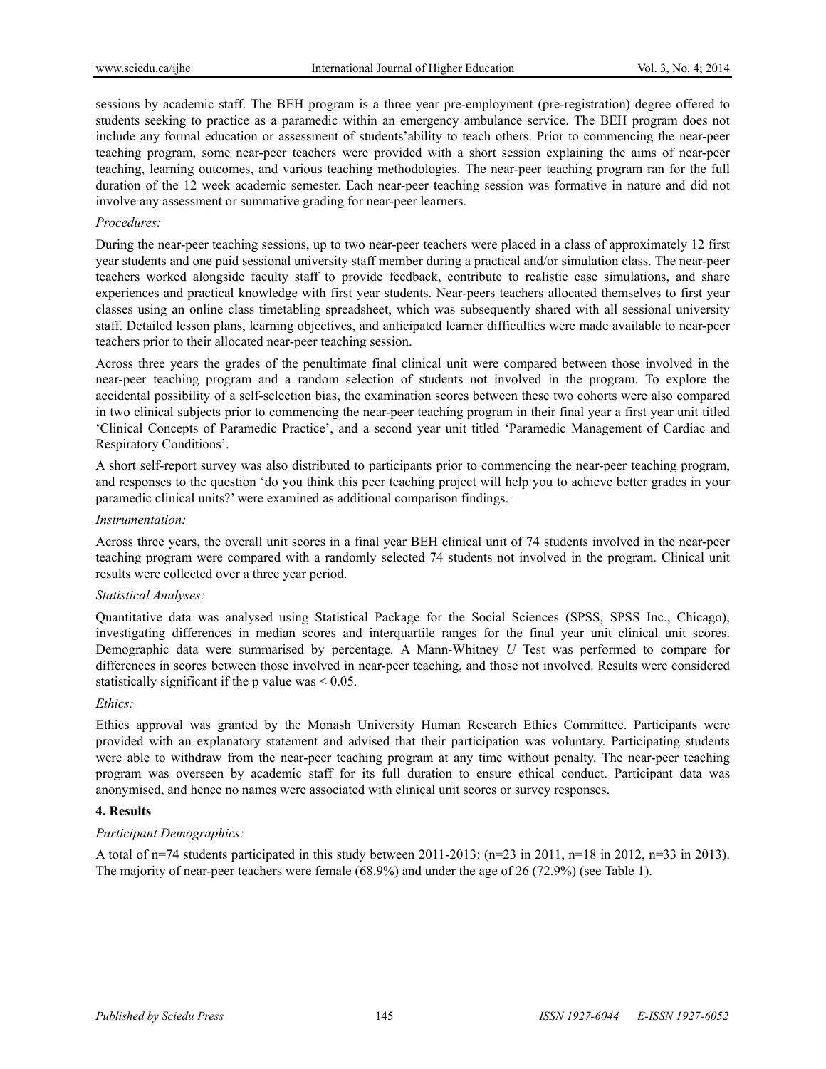sessions by academic staff. The BEH program is a three year pre-employment (pre-registration) degree offered to students seeking to practice as a paramedic within an emergency ambulance service. The BEH program does not include any formal education or assessment of students'ability to teach others. Prior to commencing the near-peer teaching program, some near-peer teachers were provided with a short session explaining the aims of near-peer teaching, learning outcomes, and various teaching methodologies. The near-peer teaching program ran for the full duration of the 12 week academic semester. Each near-peer teaching session was formative in nature and did not involve any assessment or summative grading for near-peer learners.

*Procedures:*

During the near-peer teaching sessions, up to two near-peer teachers were placed in a class of approximately 12 first year students and one paid sessional university staff member during a practical and/or simulation class. The near-peer teachers worked alongside faculty staff to provide feedback, contribute to realistic case simulations, and share experiences and practical knowledge with first year students. Near-peers teachers allocated themselves to first year classes using an online class timetabling spreadsheet, which was subsequently shared with all sessional university staff. Detailed lesson plans, learning objectives, and anticipated learner difficulties were made available to near-peer teachers prior to their allocated near-peer teaching session.

Across three years the grades of the penultimate final clinical unit were compared between those involved in the near-peer teaching program and a random selection of students not involved in the program. To explore the accidental possibility of a self-selection bias, the examination scores between these two cohorts were also compared in two clinical subjects prior to commencing the near-peer teaching program in their final year a first year unit titled 'Clinical Concepts of Paramedic Practice', and a second year unit titled 'Paramedic Management of Cardiac and Respiratory Conditions'.

A short self-report survey was also distributed to participants prior to commencing the near-peer teaching program, and responses to the question 'do you think this peer teaching project will help you to achieve better grades in your paramedic clinical units?' were examined as additional comparison findings.

*Instrumentation:*

Across three years, the overall unit scores in a final year BEH clinical unit of 74 students involved in the near-peer teaching program were compared with a randomly selected 74 students not involved in the program. Clinical unit results were collected over a three year period.

*Statistical Analyses:*

Quantitative data was analysed using Statistical Package for the Social Sciences (SPSS, SPSS Inc., Chicago), investigating differences in median scores and interquartile ranges for the final year unit clinical unit scores. Demographic data were summarised by percentage. A Mann-Whitney *U* Test was performed to compare for differences in scores between those involved in near-peer teaching, and those not involved. Results were considered statistically significant if the p value was $< 0.05$.

*Ethics:*

Ethics approval was granted by the Monash University Human Research Ethics Committee. Participants were provided with an explanatory statement and advised that their participation was voluntary. Participating students were able to withdraw from the near-peer teaching program at any time without penalty. The near-peer teaching program was overseen by academic staff for its full duration to ensure ethical conduct. Participant data was anonymised, and hence no names were associated with clinical unit scores or survey responses.

## 4. Results

*Participant Demographics:*

A total of n=74 students participated in this study between 2011-2013: (n=23 in 2011, n=18 in 2012, n=33 in 2013). The majority of near-peer teachers were female (68.9%) and under the age of 26 (72.9%) (see Table 1).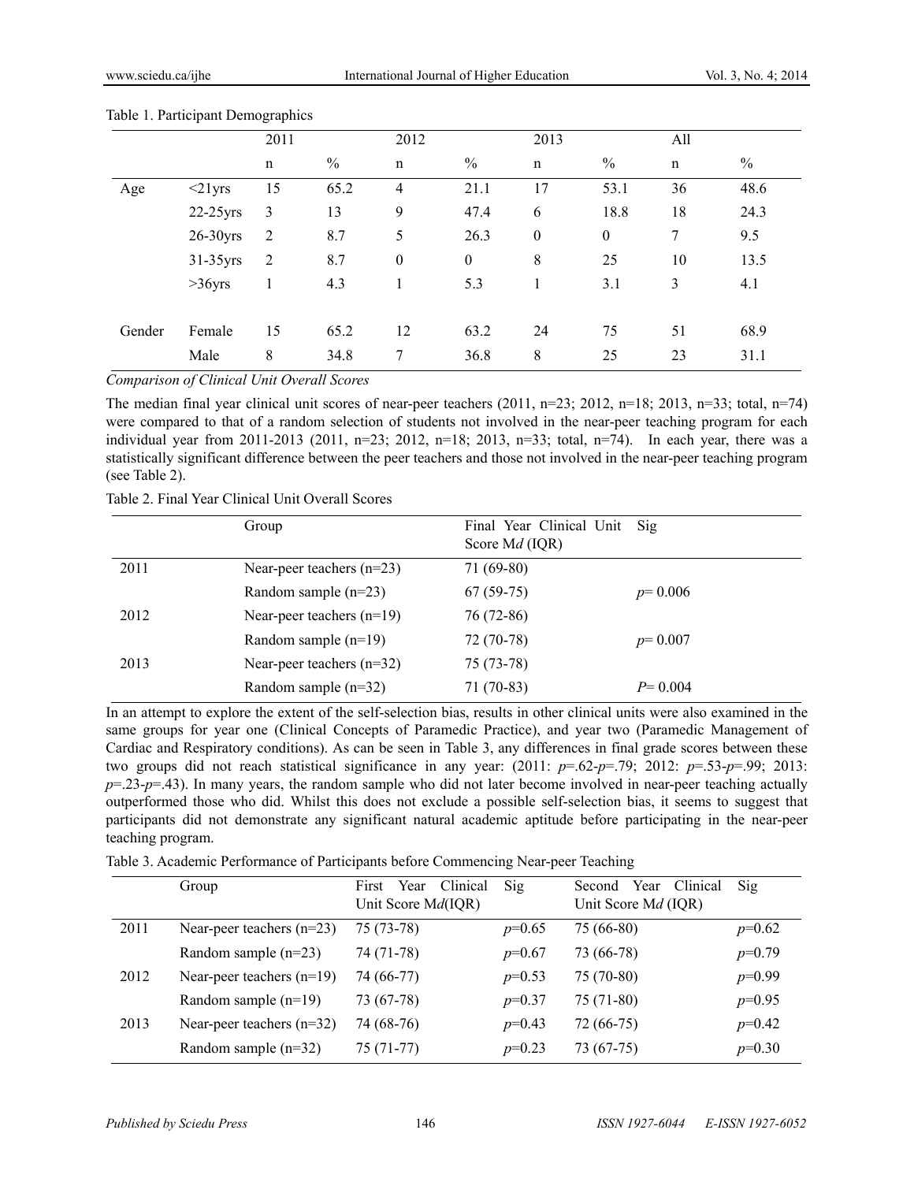Table 1. Participant Demographics

| | | 2011 | | 2012 | | 2013 | | All | |
|---|---|---|---|---|---|---|---|---|---|
| | | n | % | n | % | n | % | n | % |
| Age | <21yrs | 15 | 65.2 | 4 | 21.1 | 17 | 53.1 | 36 | 48.6 |
| | 22-25yrs | 3 | 13 | 9 | 47.4 | 6 | 18.8 | 18 | 24.3 |
| | 26-30yrs | 2 | 8.7 | 5 | 26.3 | 0 | 0 | 7 | 9.5 |
| | 31-35yrs | 2 | 8.7 | 0 | 0 | 8 | 25 | 10 | 13.5 |
| | >36yrs | 1 | 4.3 | 1 | 5.3 | 1 | 3.1 | 3 | 4.1 |
| Gender | Female | 15 | 65.2 | 12 | 63.2 | 24 | 75 | 51 | 68.9 |
| | Male | 8 | 34.8 | 7 | 36.8 | 8 | 25 | 23 | 31.1 |

*Comparison of Clinical Unit Overall Scores*

The median final year clinical unit scores of near-peer teachers (2011, n=23; 2012, n=18; 2013, n=33; total, n=74) were compared to that of a random selection of students not involved in the near-peer teaching program for each individual year from 2011-2013 (2011, n=23; 2012, n=18; 2013, n=33; total, n=74). In each year, there was a statistically significant difference between the peer teachers and those not involved in the near-peer teaching program (see Table 2).

Table 2. Final Year Clinical Unit Overall Scores

| | Group | Final Year Clinical Unit Score M*d* (IQR) | Sig |
|---|---|---|---|
| 2011 | Near-peer teachers (n=23) | 71 (69-80) | |
| | Random sample (n=23) | 67 (59-75) | *p*= 0.006 |
| 2012 | Near-peer teachers (n=19) | 76 (72-86) | |
| | Random sample (n=19) | 72 (70-78) | *p*= 0.007 |
| 2013 | Near-peer teachers (n=32) | 75 (73-78) | |
| | Random sample (n=32) | 71 (70-83) | *P*= 0.004 |

In an attempt to explore the extent of the self-selection bias, results in other clinical units were also examined in the same groups for year one (Clinical Concepts of Paramedic Practice), and year two (Paramedic Management of Cardiac and Respiratory conditions). As can be seen in Table 3, any differences in final grade scores between these two groups did not reach statistical significance in any year: (2011: *p*=.62-*p*=.79; 2012: *p*=.53-*p*=.99; 2013: *p*=.23-*p*=.43). In many years, the random sample who did not later become involved in near-peer teaching actually outperformed those who did. Whilst this does not exclude a possible self-selection bias, it seems to suggest that participants did not demonstrate any significant natural academic aptitude before participating in the near-peer teaching program.

Table 3. Academic Performance of Participants before Commencing Near-peer Teaching

| | Group | First Year Clinical Unit Score M*d*(IQR) | Sig | Second Year Clinical Unit Score M*d* (IQR) | Sig |
|---|---|---|---|---|---|
| 2011 | Near-peer teachers (n=23) | 75 (73-78) | *p*=0.65 | 75 (66-80) | *p*=0.62 |
| | Random sample (n=23) | 74 (71-78) | *p*=0.67 | 73 (66-78) | *p*=0.79 |
| 2012 | Near-peer teachers (n=19) | 74 (66-77) | *p*=0.53 | 75 (70-80) | *p*=0.99 |
| | Random sample (n=19) | 73 (67-78) | *p*=0.37 | 75 (71-80) | *p*=0.95 |
| 2013 | Near-peer teachers (n=32) | 74 (68-76) | *p*=0.43 | 72 (66-75) | *p*=0.42 |
| | Random sample (n=32) | 75 (71-77) | *p*=0.23 | 73 (67-75) | *p*=0.30 |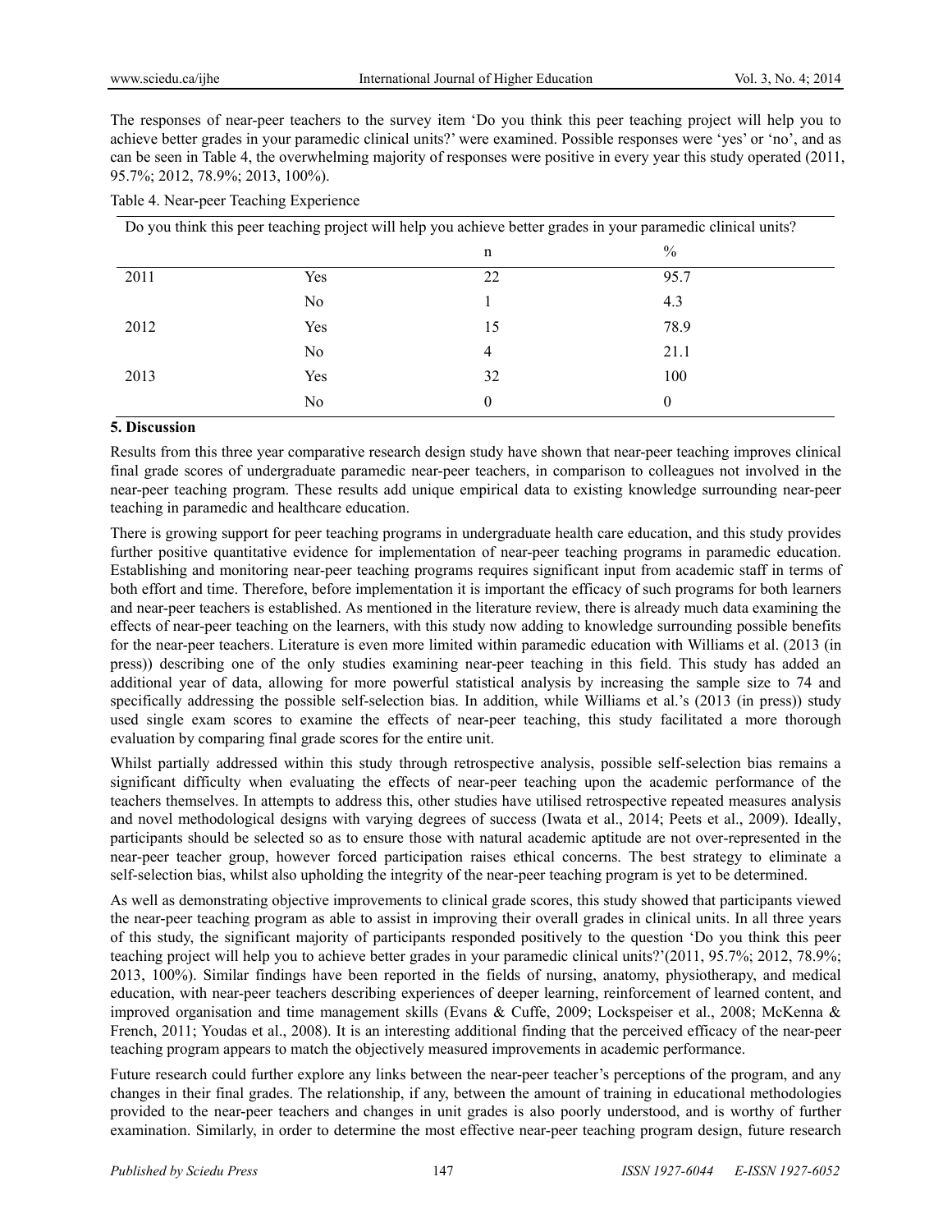The responses of near-peer teachers to the survey item ‘Do you think this peer teaching project will help you to achieve better grades in your paramedic clinical units?’ were examined. Possible responses were ‘yes’ or ‘no’, and as can be seen in Table 4, the overwhelming majority of responses were positive in every year this study operated (2011, 95.7%; 2012, 78.9%; 2013, 100%).

Table 4. Near-peer Teaching Experience

| Do you think this peer teaching project will help you achieve better grades in your paramedic clinical units? | | | |
|---|---|---|---|
| | | n | % |
| 2011 | Yes | 22 | 95.7 |
| | No | 1 | 4.3 |
| 2012 | Yes | 15 | 78.9 |
| | No | 4 | 21.1 |
| 2013 | Yes | 32 | 100 |
| | No | 0 | 0 |

## 5. Discussion

Results from this three year comparative research design study have shown that near-peer teaching improves clinical final grade scores of undergraduate paramedic near-peer teachers, in comparison to colleagues not involved in the near-peer teaching program. These results add unique empirical data to existing knowledge surrounding near-peer teaching in paramedic and healthcare education.

There is growing support for peer teaching programs in undergraduate health care education, and this study provides further positive quantitative evidence for implementation of near-peer teaching programs in paramedic education. Establishing and monitoring near-peer teaching programs requires significant input from academic staff in terms of both effort and time. Therefore, before implementation it is important the efficacy of such programs for both learners and near-peer teachers is established. As mentioned in the literature review, there is already much data examining the effects of near-peer teaching on the learners, with this study now adding to knowledge surrounding possible benefits for the near-peer teachers. Literature is even more limited within paramedic education with Williams et al. (2013 (in press)) describing one of the only studies examining near-peer teaching in this field. This study has added an additional year of data, allowing for more powerful statistical analysis by increasing the sample size to 74 and specifically addressing the possible self-selection bias. In addition, while Williams et al.’s (2013 (in press)) study used single exam scores to examine the effects of near-peer teaching, this study facilitated a more thorough evaluation by comparing final grade scores for the entire unit.

Whilst partially addressed within this study through retrospective analysis, possible self-selection bias remains a significant difficulty when evaluating the effects of near-peer teaching upon the academic performance of the teachers themselves. In attempts to address this, other studies have utilised retrospective repeated measures analysis and novel methodological designs with varying degrees of success (Iwata et al., 2014; Peets et al., 2009). Ideally, participants should be selected so as to ensure those with natural academic aptitude are not over-represented in the near-peer teacher group, however forced participation raises ethical concerns. The best strategy to eliminate a self-selection bias, whilst also upholding the integrity of the near-peer teaching program is yet to be determined.

As well as demonstrating objective improvements to clinical grade scores, this study showed that participants viewed the near-peer teaching program as able to assist in improving their overall grades in clinical units. In all three years of this study, the significant majority of participants responded positively to the question ‘Do you think this peer teaching project will help you to achieve better grades in your paramedic clinical units?’(2011, 95.7%; 2012, 78.9%; 2013, 100%). Similar findings have been reported in the fields of nursing, anatomy, physiotherapy, and medical education, with near-peer teachers describing experiences of deeper learning, reinforcement of learned content, and improved organisation and time management skills (Evans & Cuffe, 2009; Lockspeiser et al., 2008; McKenna & French, 2011; Youdas et al., 2008). It is an interesting additional finding that the perceived efficacy of the near-peer teaching program appears to match the objectively measured improvements in academic performance.

Future research could further explore any links between the near-peer teacher’s perceptions of the program, and any changes in their final grades. The relationship, if any, between the amount of training in educational methodologies provided to the near-peer teachers and changes in unit grades is also poorly understood, and is worthy of further examination. Similarly, in order to determine the most effective near-peer teaching program design, future research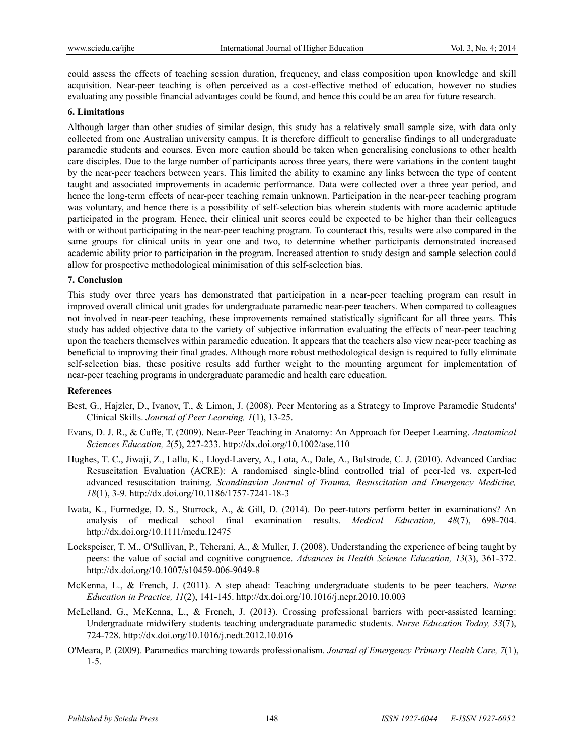could assess the effects of teaching session duration, frequency, and class composition upon knowledge and skill acquisition. Near-peer teaching is often perceived as a cost-effective method of education, however no studies evaluating any possible financial advantages could be found, and hence this could be an area for future research.

## 6. Limitations

Although larger than other studies of similar design, this study has a relatively small sample size, with data only collected from one Australian university campus. It is therefore difficult to generalise findings to all undergraduate paramedic students and courses. Even more caution should be taken when generalising conclusions to other health care disciples. Due to the large number of participants across three years, there were variations in the content taught by the near-peer teachers between years. This limited the ability to examine any links between the type of content taught and associated improvements in academic performance. Data were collected over a three year period, and hence the long-term effects of near-peer teaching remain unknown. Participation in the near-peer teaching program was voluntary, and hence there is a possibility of self-selection bias wherein students with more academic aptitude participated in the program. Hence, their clinical unit scores could be expected to be higher than their colleagues with or without participating in the near-peer teaching program. To counteract this, results were also compared in the same groups for clinical units in year one and two, to determine whether participants demonstrated increased academic ability prior to participation in the program. Increased attention to study design and sample selection could allow for prospective methodological minimisation of this self-selection bias.

## 7. Conclusion

This study over three years has demonstrated that participation in a near-peer teaching program can result in improved overall clinical unit grades for undergraduate paramedic near-peer teachers. When compared to colleagues not involved in near-peer teaching, these improvements remained statistically significant for all three years. This study has added objective data to the variety of subjective information evaluating the effects of near-peer teaching upon the teachers themselves within paramedic education. It appears that the teachers also view near-peer teaching as beneficial to improving their final grades. Although more robust methodological design is required to fully eliminate self-selection bias, these positive results add further weight to the mounting argument for implementation of near-peer teaching programs in undergraduate paramedic and health care education.

## References

Best, G., Hajzler, D., Ivanov, T., & Limon, J. (2008). Peer Mentoring as a Strategy to Improve Paramedic Students' Clinical Skills. *Journal of Peer Learning, 1*(1), 13-25.

Evans, D. J. R., & Cuffe, T. (2009). Near-Peer Teaching in Anatomy: An Approach for Deeper Learning. *Anatomical Sciences Education, 2*(5), 227-233. http://dx.doi.org/10.1002/ase.110

Hughes, T. C., Jiwaji, Z., Lallu, K., Lloyd-Lavery, A., Lota, A., Dale, A., Bulstrode, C. J. (2010). Advanced Cardiac Resuscitation Evaluation (ACRE): A randomised single-blind controlled trial of peer-led vs. expert-led advanced resuscitation training. *Scandinavian Journal of Trauma, Resuscitation and Emergency Medicine, 18*(1), 3-9. http://dx.doi.org/10.1186/1757-7241-18-3

Iwata, K., Furmedge, D. S., Sturrock, A., & Gill, D. (2014). Do peer-tutors perform better in examinations? An analysis of medical school final examination results. *Medical Education, 48*(7), 698-704. http://dx.doi.org/10.1111/medu.12475

Lockspeiser, T. M., O'Sullivan, P., Teherani, A., & Muller, J. (2008). Understanding the experience of being taught by peers: the value of social and cognitive congruence. *Advances in Health Science Education, 13*(3), 361-372. http://dx.doi.org/10.1007/s10459-006-9049-8

McKenna, L., & French, J. (2011). A step ahead: Teaching undergraduate students to be peer teachers. *Nurse Education in Practice, 11*(2), 141-145. http://dx.doi.org/10.1016/j.nepr.2010.10.003

McLelland, G., McKenna, L., & French, J. (2013). Crossing professional barriers with peer-assisted learning: Undergraduate midwifery students teaching undergraduate paramedic students. *Nurse Education Today, 33*(7), 724-728. http://dx.doi.org/10.1016/j.nedt.2012.10.016

O'Meara, P. (2009). Paramedics marching towards professionalism. *Journal of Emergency Primary Health Care, 7*(1), 1-5.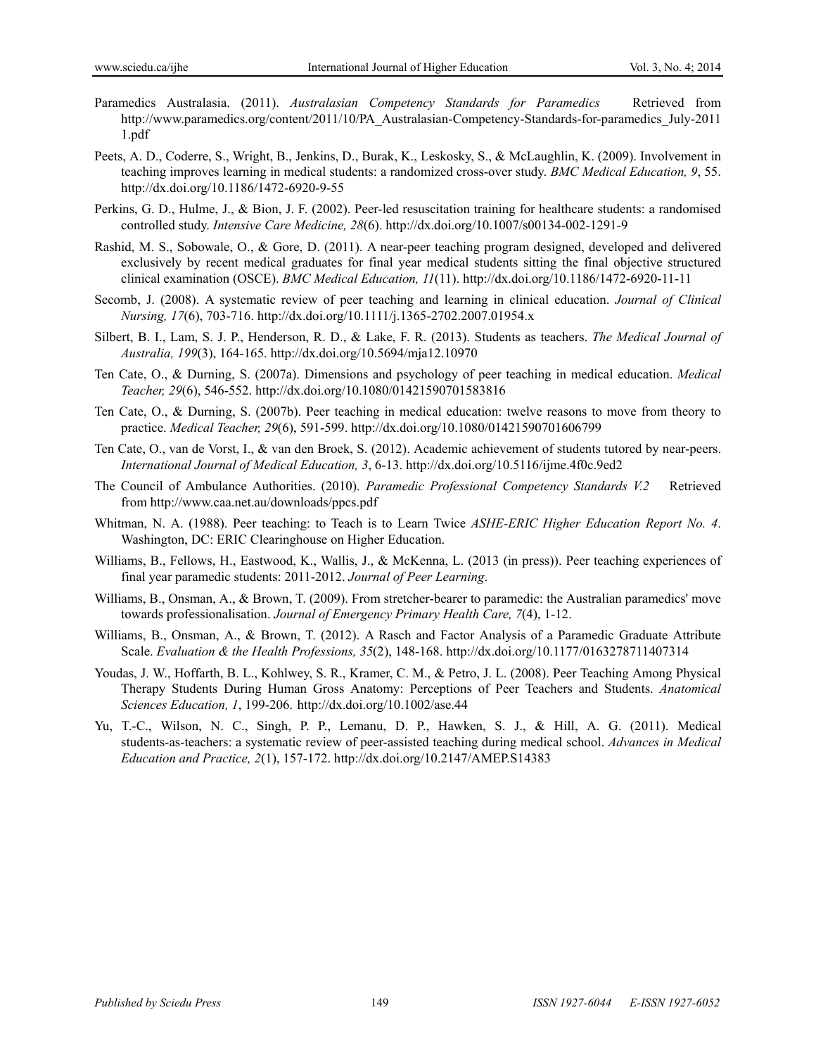Paramedics Australasia. (2011). *Australasian Competency Standards for Paramedics* Retrieved from http://www.paramedics.org/content/2011/10/PA_Australasian-Competency-Standards-for-paramedics_July-2011 1.pdf

Peets, A. D., Coderre, S., Wright, B., Jenkins, D., Burak, K., Leskosky, S., & McLaughlin, K. (2009). Involvement in teaching improves learning in medical students: a randomized cross-over study. *BMC Medical Education, 9*, 55. http://dx.doi.org/10.1186/1472-6920-9-55

Perkins, G. D., Hulme, J., & Bion, J. F. (2002). Peer-led resuscitation training for healthcare students: a randomised controlled study. *Intensive Care Medicine, 28*(6). http://dx.doi.org/10.1007/s00134-002-1291-9

Rashid, M. S., Sobowale, O., & Gore, D. (2011). A near-peer teaching program designed, developed and delivered exclusively by recent medical graduates for final year medical students sitting the final objective structured clinical examination (OSCE). *BMC Medical Education, 11*(11). http://dx.doi.org/10.1186/1472-6920-11-11

Secomb, J. (2008). A systematic review of peer teaching and learning in clinical education. *Journal of Clinical Nursing, 17*(6), 703-716. http://dx.doi.org/10.1111/j.1365-2702.2007.01954.x

Silbert, B. I., Lam, S. J. P., Henderson, R. D., & Lake, F. R. (2013). Students as teachers. *The Medical Journal of Australia, 199*(3), 164-165. http://dx.doi.org/10.5694/mja12.10970

Ten Cate, O., & Durning, S. (2007a). Dimensions and psychology of peer teaching in medical education. *Medical Teacher, 29*(6), 546-552. http://dx.doi.org/10.1080/01421590701583816

Ten Cate, O., & Durning, S. (2007b). Peer teaching in medical education: twelve reasons to move from theory to practice. *Medical Teacher, 29*(6), 591-599. http://dx.doi.org/10.1080/01421590701606799

Ten Cate, O., van de Vorst, I., & van den Broek, S. (2012). Academic achievement of students tutored by near-peers. *International Journal of Medical Education, 3*, 6-13. http://dx.doi.org/10.5116/ijme.4f0c.9ed2

The Council of Ambulance Authorities. (2010). *Paramedic Professional Competency Standards V.2* Retrieved from http://www.caa.net.au/downloads/ppcs.pdf

Whitman, N. A. (1988). Peer teaching: to Teach is to Learn Twice *ASHE-ERIC Higher Education Report No. 4*. Washington, DC: ERIC Clearinghouse on Higher Education.

Williams, B., Fellows, H., Eastwood, K., Wallis, J., & McKenna, L. (2013 (in press)). Peer teaching experiences of final year paramedic students: 2011-2012. *Journal of Peer Learning*.

Williams, B., Onsman, A., & Brown, T. (2009). From stretcher-bearer to paramedic: the Australian paramedics' move towards professionalisation. *Journal of Emergency Primary Health Care, 7*(4), 1-12.

Williams, B., Onsman, A., & Brown, T. (2012). A Rasch and Factor Analysis of a Paramedic Graduate Attribute Scale. *Evaluation & the Health Professions, 35*(2), 148-168. http://dx.doi.org/10.1177/0163278711407314

Youdas, J. W., Hoffarth, B. L., Kohlwey, S. R., Kramer, C. M., & Petro, J. L. (2008). Peer Teaching Among Physical Therapy Students During Human Gross Anatomy: Perceptions of Peer Teachers and Students. *Anatomical Sciences Education, 1*, 199-206. http://dx.doi.org/10.1002/ase.44

Yu, T.-C., Wilson, N. C., Singh, P. P., Lemanu, D. P., Hawken, S. J., & Hill, A. G. (2011). Medical students-as-teachers: a systematic review of peer-assisted teaching during medical school. *Advances in Medical Education and Practice, 2*(1), 157-172. http://dx.doi.org/10.2147/AMEP.S14383